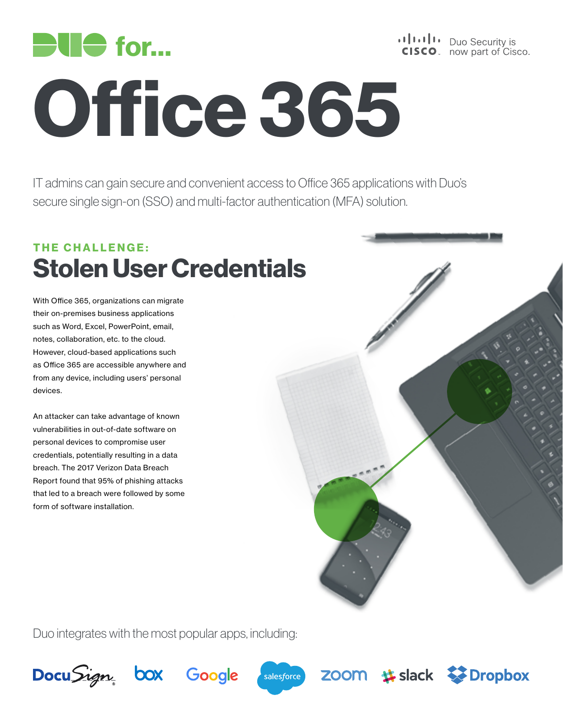# DUO for...

Duo Security is now part of Cisco.

# Office 365

IT admins can gain secure and convenient access to Office 365 applications with Duo's secure single sign-on (SSO) and multi-factor authentication (MFA) solution.

## THE CHALLENGE:

## Stolen User Credentials

With Office 365, organizations can migrate their on-premises business applications such as Word, Excel, PowerPoint, email, notes, collaboration, etc. to the cloud. However, cloud-based applications such as Office 365 are accessible anywhere and from any device, including users' personal devices.

An attacker can take advantage of known vulnerabilities in out-of-date software on personal devices to compromise user credentials, potentially resulting in a data breach. The 2017 Verizon Data Breach Report found that 95% of phishing attacks that led to a breach were followed by some form of software installation.

Duo integrates with the most popular apps, including:

DocuSign, box, Google, salesforce, zoom, slack, Dropbox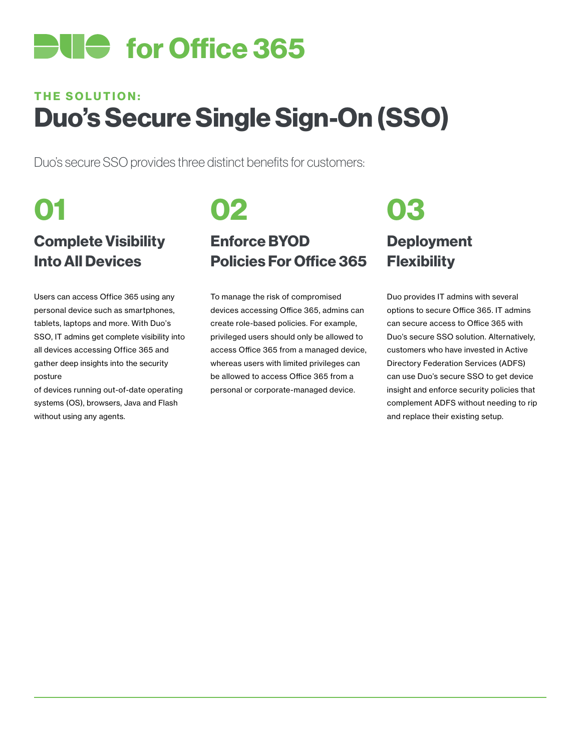# DUO for Office 365

THE SOLUTION:

## Duo's Secure Single Sign-On (SSO)

Duo's secure SSO provides three distinct benefits for customers:

### 01

### Complete Visibility Into All Devices

Users can access Office 365 using any personal device such as smartphones, tablets, laptops and more. With Duo's SSO, IT admins get complete visibility into all devices accessing Office 365 and gather deep insights into the security posture of devices running out-of-date operating systems (OS), browsers, Java and Flash without using any agents.

### 02

### Enforce BYOD Policies For Office 365

To manage the risk of compromised devices accessing Office 365, admins can create role-based policies. For example, privileged users should only be allowed to access Office 365 from a managed device, whereas users with limited privileges can be allowed to access Office 365 from a personal or corporate-managed device.

### 03

### Deployment Flexibility

Duo provides IT admins with several options to secure Office 365. IT admins can secure access to Office 365 with Duo's secure SSO solution. Alternatively, customers who have invested in Active Directory Federation Services (ADFS) can use Duo's secure SSO to get device insight and enforce security policies that complement ADFS without needing to rip and replace their existing setup.